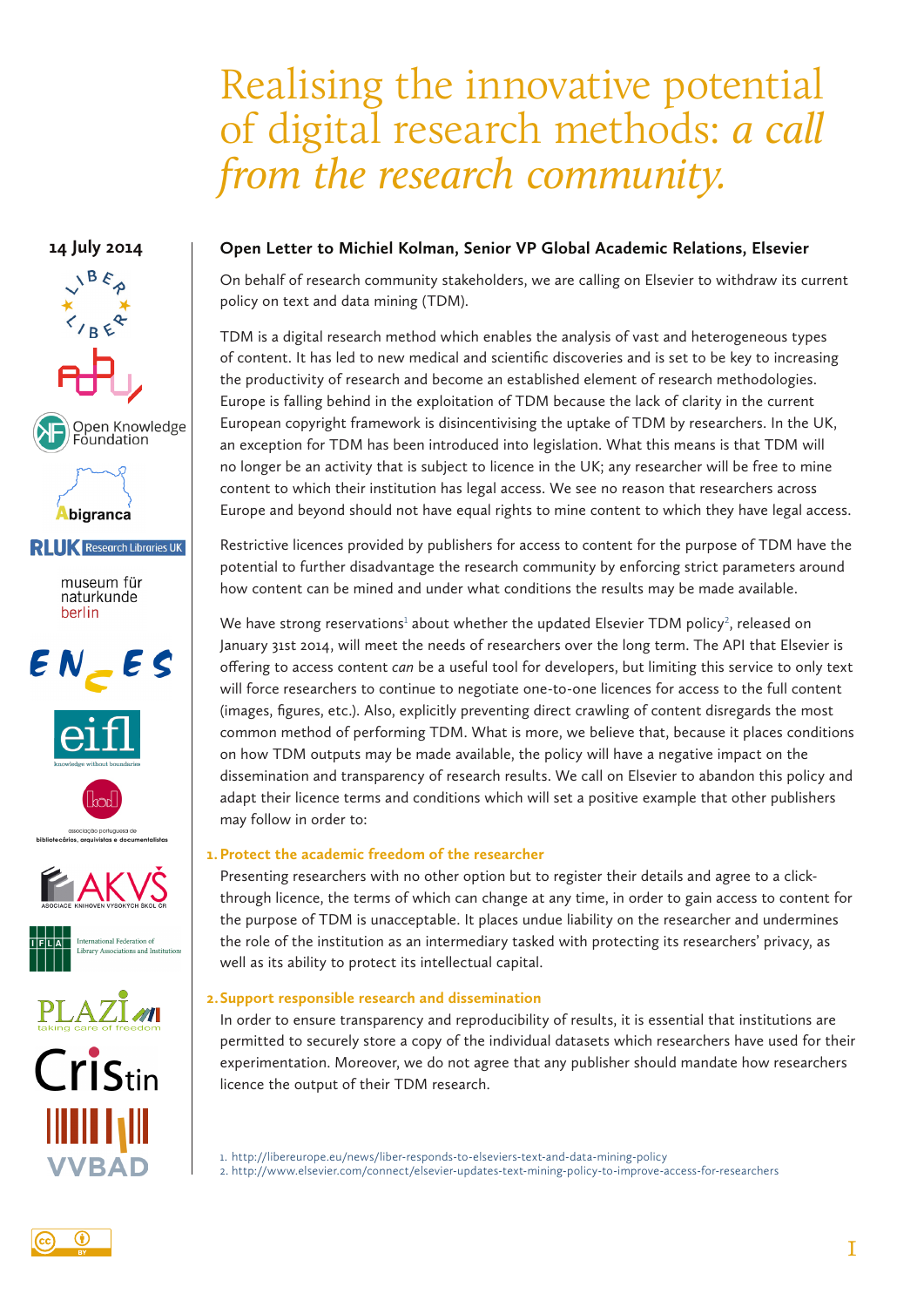# Realising the innovative potential of digital research methods: *a call from the research community.*

14 July 2014

## Open Letter to Michiel Kolman, Senior VP Global Academic Relations, Elsevier

On behalf of research community stakeholders, we are calling on Elsevier to withdraw its current policy on text and data mining (TDM).

TDM is a digital research method which enables the analysis of vast and heterogeneous types of content. It has led to new medical and scientific discoveries and is set to be key to increasing the productivity of research and become an established element of research methodologies. Europe is falling behind in the exploitation of TDM because the lack of clarity in the current European copyright framework is disincentivising the uptake of TDM by researchers. In the UK, an exception for TDM has been introduced into legislation. What this means is that TDM will no longer be an activity that is subject to licence in the UK; any researcher will be free to mine content to which their institution has legal access. We see no reason that researchers across Europe and beyond should not have equal rights to mine content to which they have legal access.

Restrictive licences provided by publishers for access to content for the purpose of TDM have the potential to further disadvantage the research community by enforcing strict parameters around how content can be mined and under what conditions the results may be made available.

We have strong reservations[1] about whether the updated Elsevier TDM policy[2], released on January 31st 2014, will meet the needs of researchers over the long term. The API that Elsevier is offering to access content *can* be a useful tool for developers, but limiting this service to only text will force researchers to continue to negotiate one-to-one licences for access to the full content (images, figures, etc.). Also, explicitly preventing direct crawling of content disregards the most common method of performing TDM. What is more, we believe that, because it places conditions on how TDM outputs may be made available, the policy will have a negative impact on the dissemination and transparency of research results. We call on Elsevier to abandon this policy and adapt their licence terms and conditions which will set a positive example that other publishers may follow in order to:

### 1. Protect the academic freedom of the researcher

Presenting researchers with no other option but to register their details and agree to a click-through licence, the terms of which can change at any time, in order to gain access to content for the purpose of TDM is unacceptable. It places undue liability on the researcher and undermines the role of the institution as an intermediary tasked with protecting its researchers' privacy, as well as its ability to protect its intellectual capital.

### 2. Support responsible research and dissemination

In order to ensure transparency and reproducibility of results, it is essential that institutions are permitted to securely store a copy of the individual datasets which researchers have used for their experimentation. Moreover, we do not agree that any publisher should mandate how researchers licence the output of their TDM research.

1. http://libereurope.eu/news/liber-responds-to-elseviers-text-and-data-mining-policy
2. http://www.elsevier.com/connect/elsevier-updates-text-mining-policy-to-improve-access-for-researchers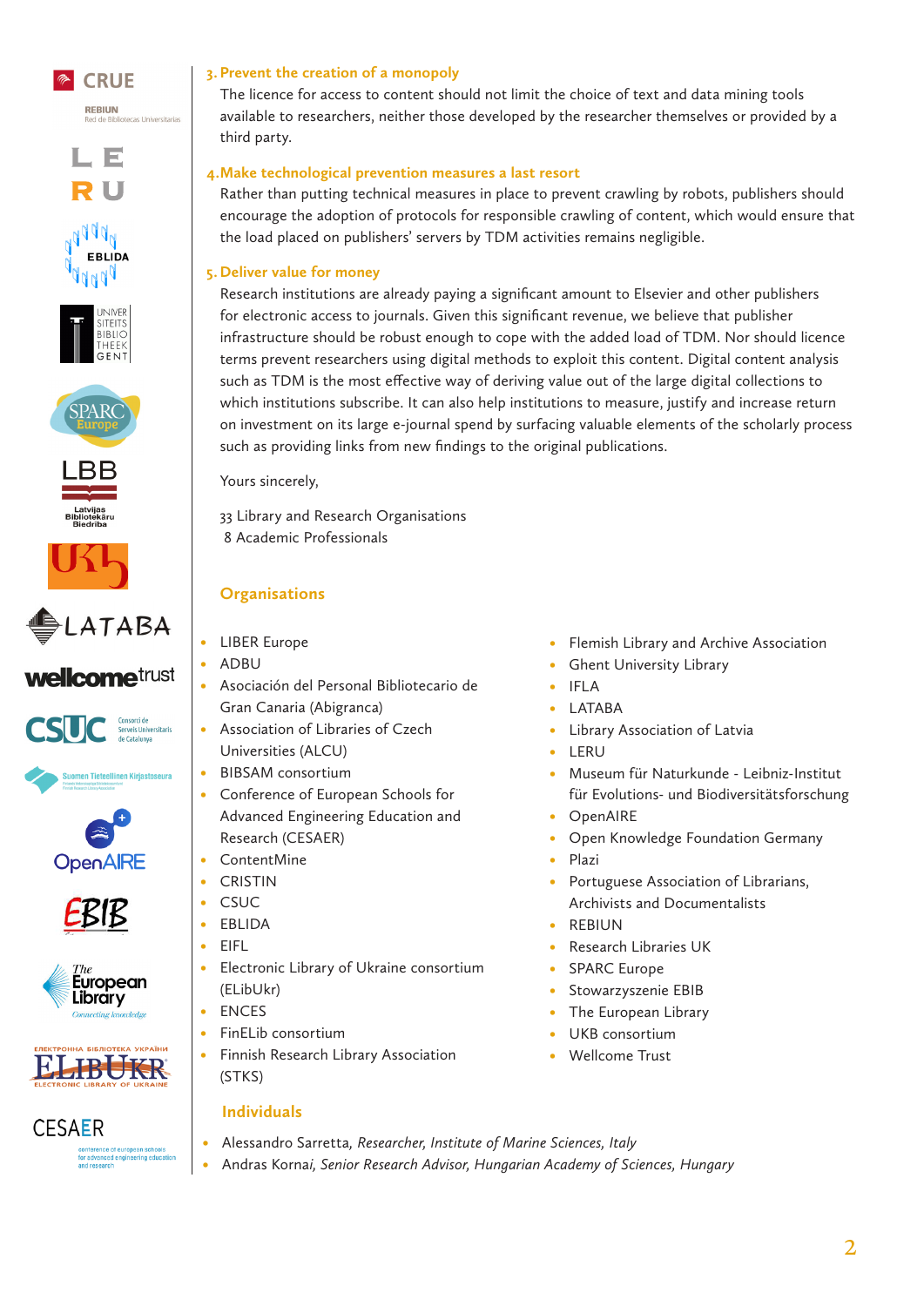3. **Prevent the creation of a monopoly**

   The licence for access to content should not limit the choice of text and data mining tools available to researchers, neither those developed by the researcher themselves or provided by a third party.

4. **Make technological prevention measures a last resort**

   Rather than putting technical measures in place to prevent crawling by robots, publishers should encourage the adoption of protocols for responsible crawling of content, which would ensure that the load placed on publishers' servers by TDM activities remains negligible.

5. **Deliver value for money**

   Research institutions are already paying a significant amount to Elsevier and other publishers for electronic access to journals. Given this significant revenue, we believe that publisher infrastructure should be robust enough to cope with the added load of TDM. Nor should licence terms prevent researchers using digital methods to exploit this content. Digital content analysis such as TDM is the most effective way of deriving value out of the large digital collections to which institutions subscribe. It can also help institutions to measure, justify and increase return on investment on its large e-journal spend by surfacing valuable elements of the scholarly process such as providing links from new findings to the original publications.

Yours sincerely,

33 Library and Research Organisations
8 Academic Professionals

## Organisations

- LIBER Europe
- ADBU
- Asociación del Personal Bibliotecario de Gran Canaria (Abigranca)
- Association of Libraries of Czech Universities (ALCU)
- BIBSAM consortium
- Conference of European Schools for Advanced Engineering Education and Research (CESAER)
- ContentMine
- CRISTIN
- CSUC
- EBLIDA
- EIFL
- Electronic Library of Ukraine consortium (ELibUkr)
- ENCES
- FinELib consortium
- Finnish Research Library Association (STKS)
- Flemish Library and Archive Association
- Ghent University Library
- IFLA
- LATABA
- Library Association of Latvia
- LERU
- Museum für Naturkunde - Leibniz-Institut für Evolutions- und Biodiversitätsforschung
- OpenAIRE
- Open Knowledge Foundation Germany
- Plazi
- Portuguese Association of Librarians, Archivists and Documentalists
- REBIUN
- Research Libraries UK
- SPARC Europe
- Stowarzyszenie EBIB
- The European Library
- UKB consortium
- Wellcome Trust

## Individuals

- Alessandro Sarretta, *Researcher, Institute of Marine Sciences, Italy*
- Andras Kornai, *Senior Research Advisor, Hungarian Academy of Sciences, Hungary*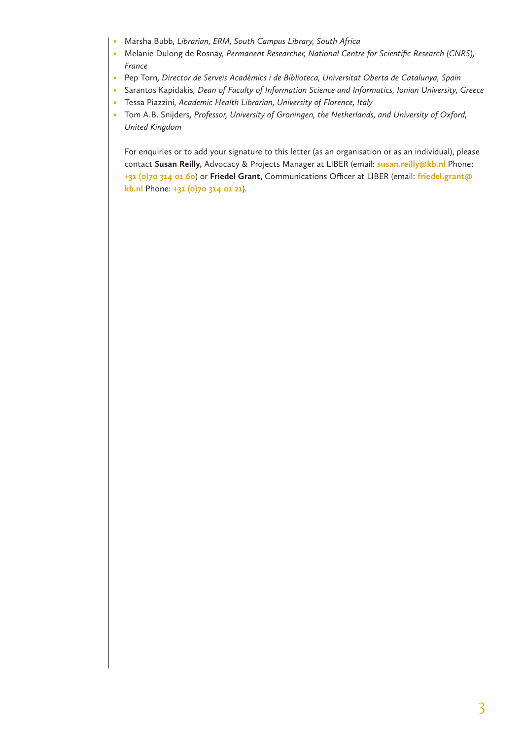- Marsha Bubb, *Librarian, ERM, South Campus Library, South Africa*
- Melanie Dulong de Rosnay, *Permanent Researcher, National Centre for Scientific Research (CNRS), France*
- Pep Torn, *Director de Serveis Acadèmics i de Biblioteca, Universitat Oberta de Catalunya, Spain*
- Sarantos Kapidakis, *Dean of Faculty of Information Science and Informatics, Ionian University, Greece*
- Tessa Piazzini, *Academic Health Librarian, University of Florence, Italy*
- Tom A.B. Snijders, *Professor, University of Groningen, the Netherlands, and University of Oxford, United Kingdom*

For enquiries or to add your signature to this letter (as an organisation or as an individual), please contact **Susan Reilly,** Advocacy & Projects Manager at LIBER (email: **susan.reilly@kb.nl** Phone: **+31 (0)70 314 01 60**) or **Friedel Grant**, Communications Officer at LIBER (email: **friedel.grant@kb.nl** Phone: **+31 (0)70 314 01 21**).